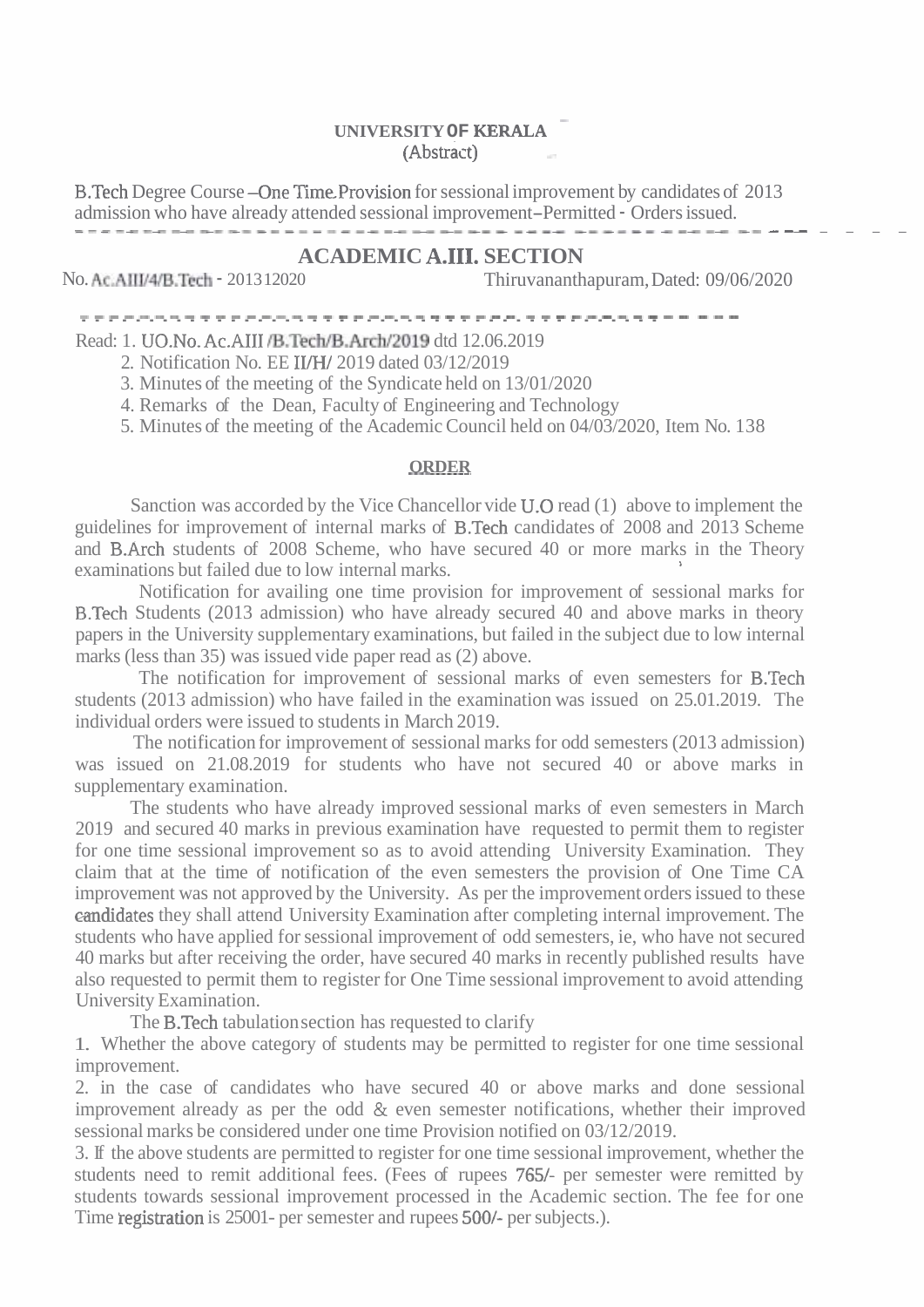**UNIVERSITY OF KERALA**
(Abstract)

B.Tech Degree Course – One Time Provision for sessional improvement by candidates of 2013 admission who have already attended sessional improvement – Permitted - Orders issued.

---

## ACADEMIC A.III. SECTION

No. Ac.AIII/4/B.Tech - 201312020 Thiruvananthapuram, Dated: 09/06/2020

---

Read: 1. UO.No. Ac.AIII /B.Tech/B.Arch/2019 dtd 12.06.2019

2. Notification No. EE II/H/ 2019 dated 03/12/2019
3. Minutes of the meeting of the Syndicate held on 13/01/2020
4. Remarks of the Dean, Faculty of Engineering and Technology
5. Minutes of the meeting of the Academic Council held on 04/03/2020, Item No. 138

**ORDER**

Sanction was accorded by the Vice Chancellor vide U.O read (1) above to implement the guidelines for improvement of internal marks of B.Tech candidates of 2008 and 2013 Scheme and B.Arch students of 2008 Scheme, who have secured 40 or more marks in the Theory examinations but failed due to low internal marks.

Notification for availing one time provision for improvement of sessional marks for B.Tech Students (2013 admission) who have already secured 40 and above marks in theory papers in the University supplementary examinations, but failed in the subject due to low internal marks (less than 35) was issued vide paper read as (2) above.

The notification for improvement of sessional marks of even semesters for B.Tech students (2013 admission) who have failed in the examination was issued on 25.01.2019. The individual orders were issued to students in March 2019.

The notification for improvement of sessional marks for odd semesters (2013 admission) was issued on 21.08.2019 for students who have not secured 40 or above marks in supplementary examination.

The students who have already improved sessional marks of even semesters in March 2019 and secured 40 marks in previous examination have requested to permit them to register for one time sessional improvement so as to avoid attending University Examination. They claim that at the time of notification of the even semesters the provision of One Time CA improvement was not approved by the University. As per the improvement orders issued to these candidates they shall attend University Examination after completing internal improvement. The students who have applied for sessional improvement of odd semesters, ie, who have not secured 40 marks but after receiving the order, have secured 40 marks in recently published results have also requested to permit them to register for One Time sessional improvement to avoid attending University Examination.

The B.Tech tabulation section has requested to clarify

1. Whether the above category of students may be permitted to register for one time sessional improvement.
2. in the case of candidates who have secured 40 or above marks and done sessional improvement already as per the odd & even semester notifications, whether their improved sessional marks be considered under one time Provision notified on 03/12/2019.
3. If the above students are permitted to register for one time sessional improvement, whether the students need to remit additional fees. (Fees of rupees 765/- per semester were remitted by students towards sessional improvement processed in the Academic section. The fee for one Time registration is 25001- per semester and rupees 500/- per subjects.).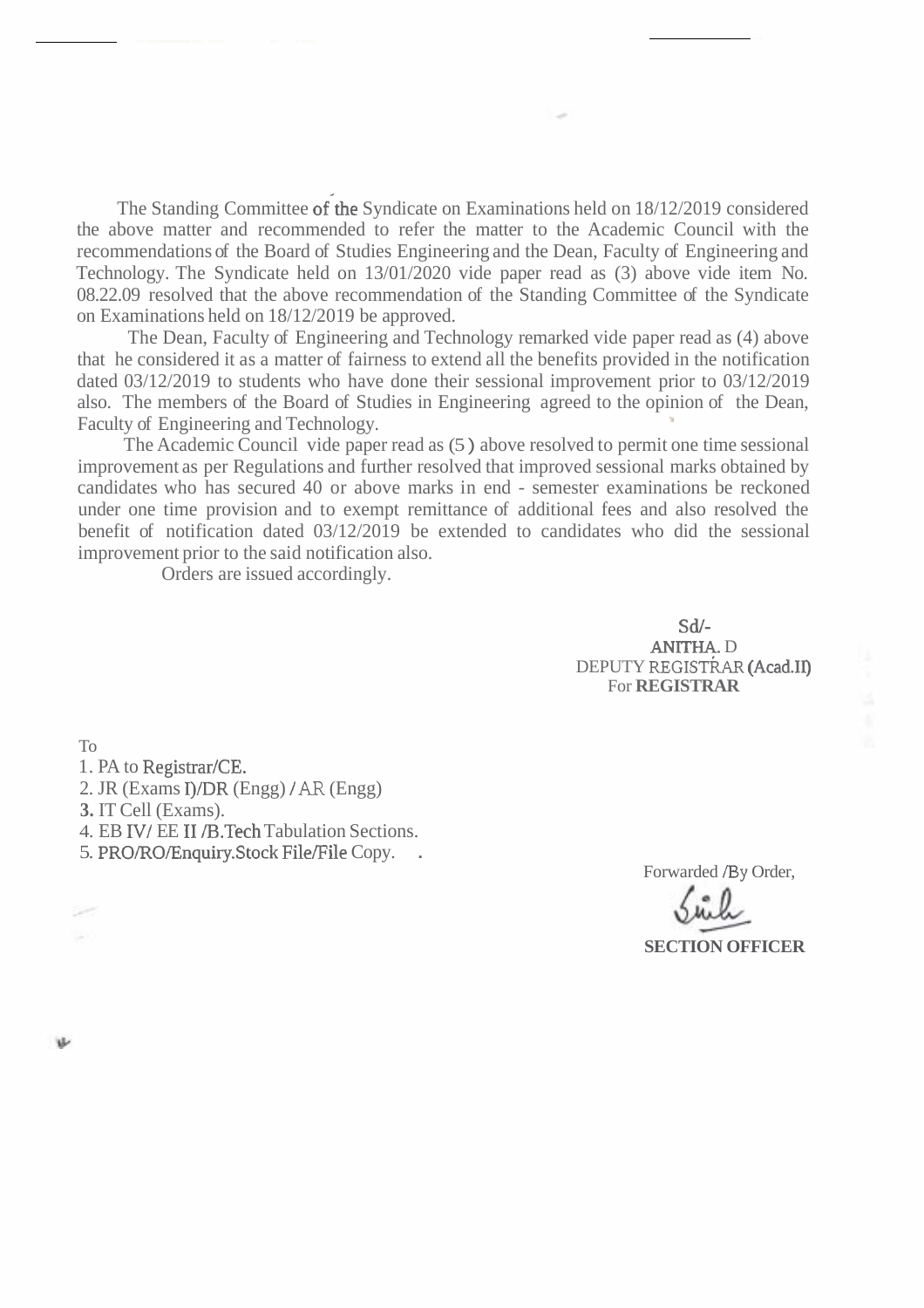The Standing Committee of the Syndicate on Examinations held on 18/12/2019 considered the above matter and recommended to refer the matter to the Academic Council with the recommendations of the Board of Studies Engineering and the Dean, Faculty of Engineering and Technology. The Syndicate held on 13/01/2020 vide paper read as (3) above vide item No. 08.22.09 resolved that the above recommendation of the Standing Committee of the Syndicate on Examinations held on 18/12/2019 be approved.

The Dean, Faculty of Engineering and Technology remarked vide paper read as (4) above that he considered it as a matter of fairness to extend all the benefits provided in the notification dated 03/12/2019 to students who have done their sessional improvement prior to 03/12/2019 also. The members of the Board of Studies in Engineering agreed to the opinion of the Dean, Faculty of Engineering and Technology.

The Academic Council vide paper read as (5) above resolved to permit one time sessional improvement as per Regulations and further resolved that improved sessional marks obtained by candidates who has secured 40 or above marks in end - semester examinations be reckoned under one time provision and to exempt remittance of additional fees and also resolved the benefit of notification dated 03/12/2019 be extended to candidates who did the sessional improvement prior to the said notification also.

Orders are issued accordingly.

Sd/-
ANITHA. D
DEPUTY REGISTRAR (Acad.II)
For **REGISTRAR**

To

1. PA to Registrar/CE.
2. JR (Exams I)/DR (Engg) / AR (Engg)
3. IT Cell (Exams).
4. EB IV/ EE II /B.Tech Tabulation Sections.
5. PRO/RO/Enquiry.Stock File/File Copy.

Forwarded /By Order,

**SECTION OFFICER**